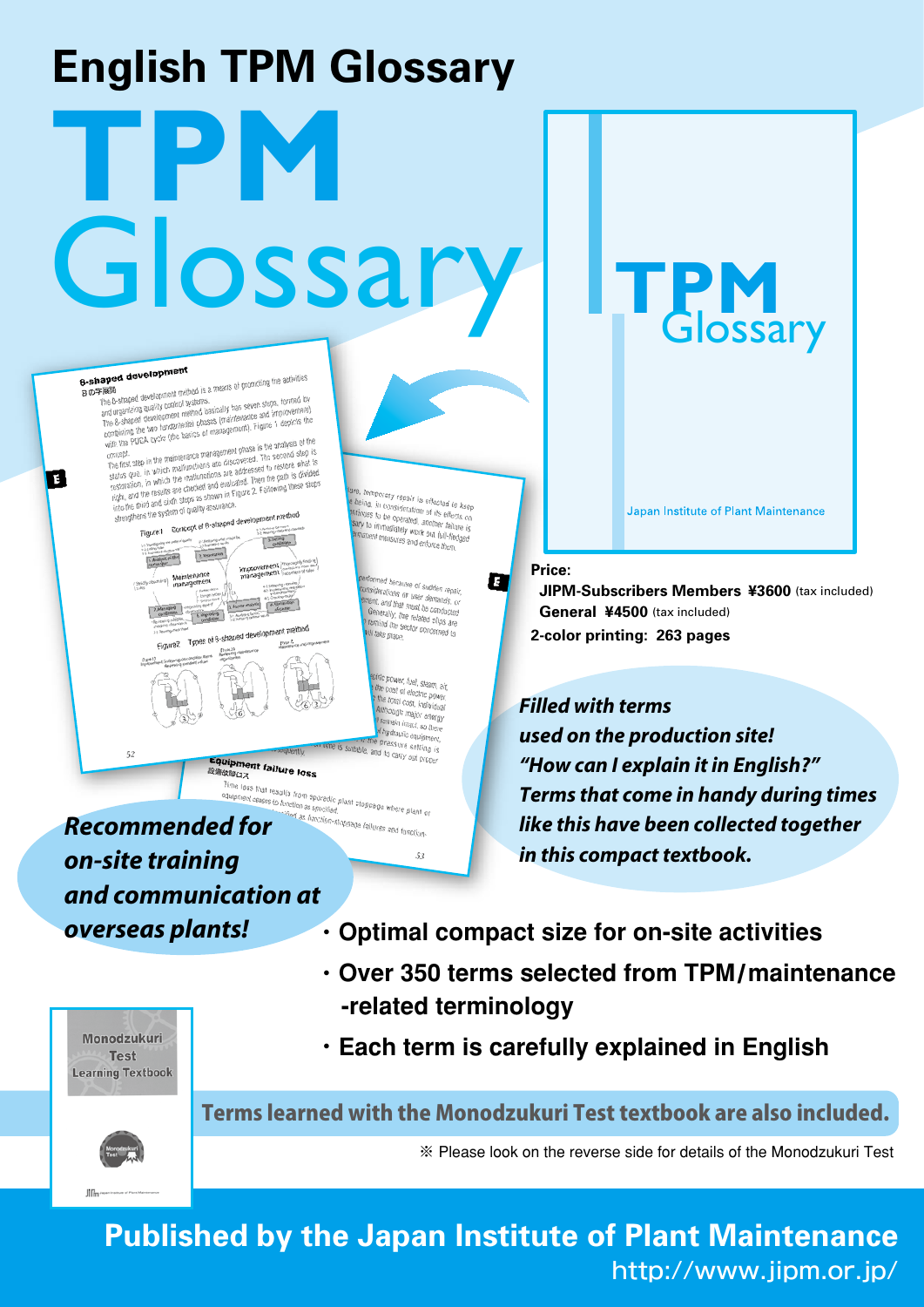# English TPM Glossary

# TPM Glossary

**Price:**

**JIPM-Subscribers Members ¥3600** (tax included)
**General ¥4500** (tax included)

**2-color printing: 263 pages**

***Filled with terms used on the production site! "How can I explain it in English?" Terms that come in handy during times like this have been collected together in this compact textbook.***

***Recommended for on-site training and communication at overseas plants!***

- **Optimal compact size for on-site activities**
- **Over 350 terms selected from TPM/maintenance-related terminology**
- **Each term is carefully explained in English**

**Terms learned with the Monodzukuri Test textbook are also included.**

※ Please look on the reverse side for details of the Monodzukuri Test

## Published by the Japan Institute of Plant Maintenance

http://www.jipm.or.jp/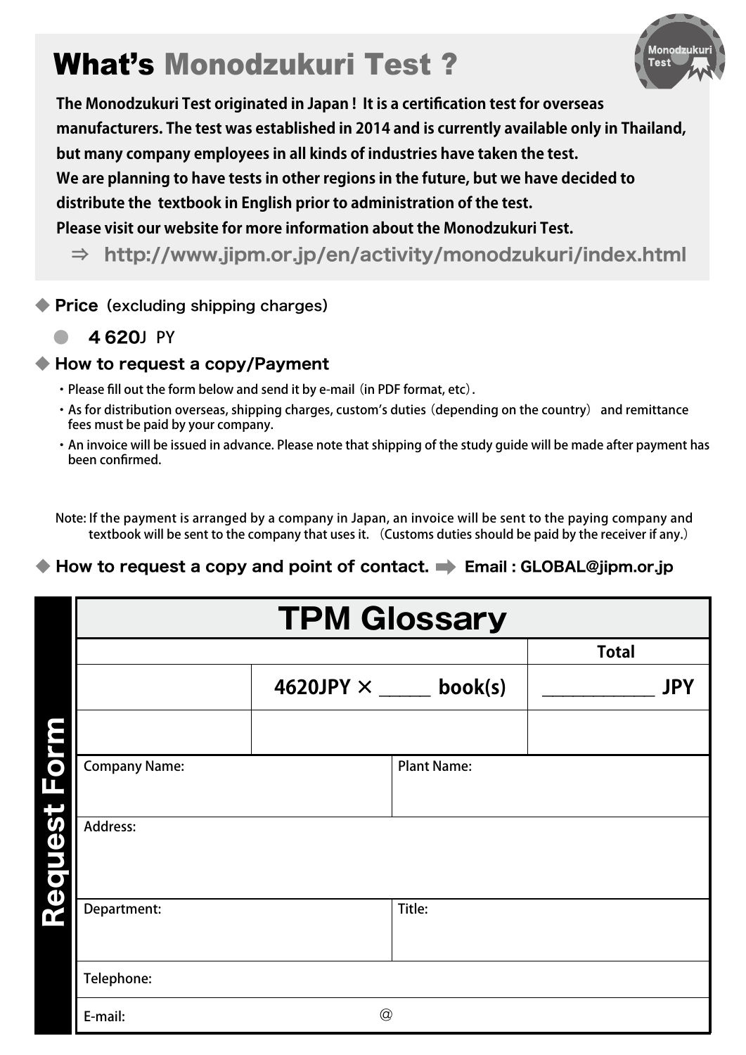# What's Monodzukuri Test ?

Monodzukuri Test

**The Monodzukuri Test originated in Japan ! It is a certification test for overseas manufacturers. The test was established in 2014 and is currently available only in Thailand, but many company employees in all kinds of industries have taken the test.**
**We are planning to have tests in other regions in the future, but we have decided to distribute the textbook in English prior to administration of the test.**
**Please visit our website for more information about the Monodzukuri Test.**

⇒ http://www.jipm.or.jp/en/activity/monodzukuri/index.html

◆ **Price** (excluding shipping charges)

- **4 620**J PY

◆ **How to request a copy/Payment**

- Please fill out the form below and send it by e-mail (in PDF format, etc).
- As for distribution overseas, shipping charges, custom's duties (depending on the country) and remittance fees must be paid by your company.
- An invoice will be issued in advance. Please note that shipping of the study guide will be made after payment has been confirmed.

Note: If the payment is arranged by a company in Japan, an invoice will be sent to the paying company and textbook will be sent to the company that uses it. (Customs duties should be paid by the receiver if any.)

◆ **How to request a copy and point of contact.** ➡ **Email : GLOBAL@jipm.or.jp**

## Request Form

### TPM Glossary

| | | Total |
|---|---|---|
| | 4620JPY × _____ book(s) | ___________ JPY |
| | | |

| | |
|---|---|
| Company Name: | Plant Name: |
| Address: | |
| Department: | Title: |
| Telephone: | |
| E-mail: @ | |